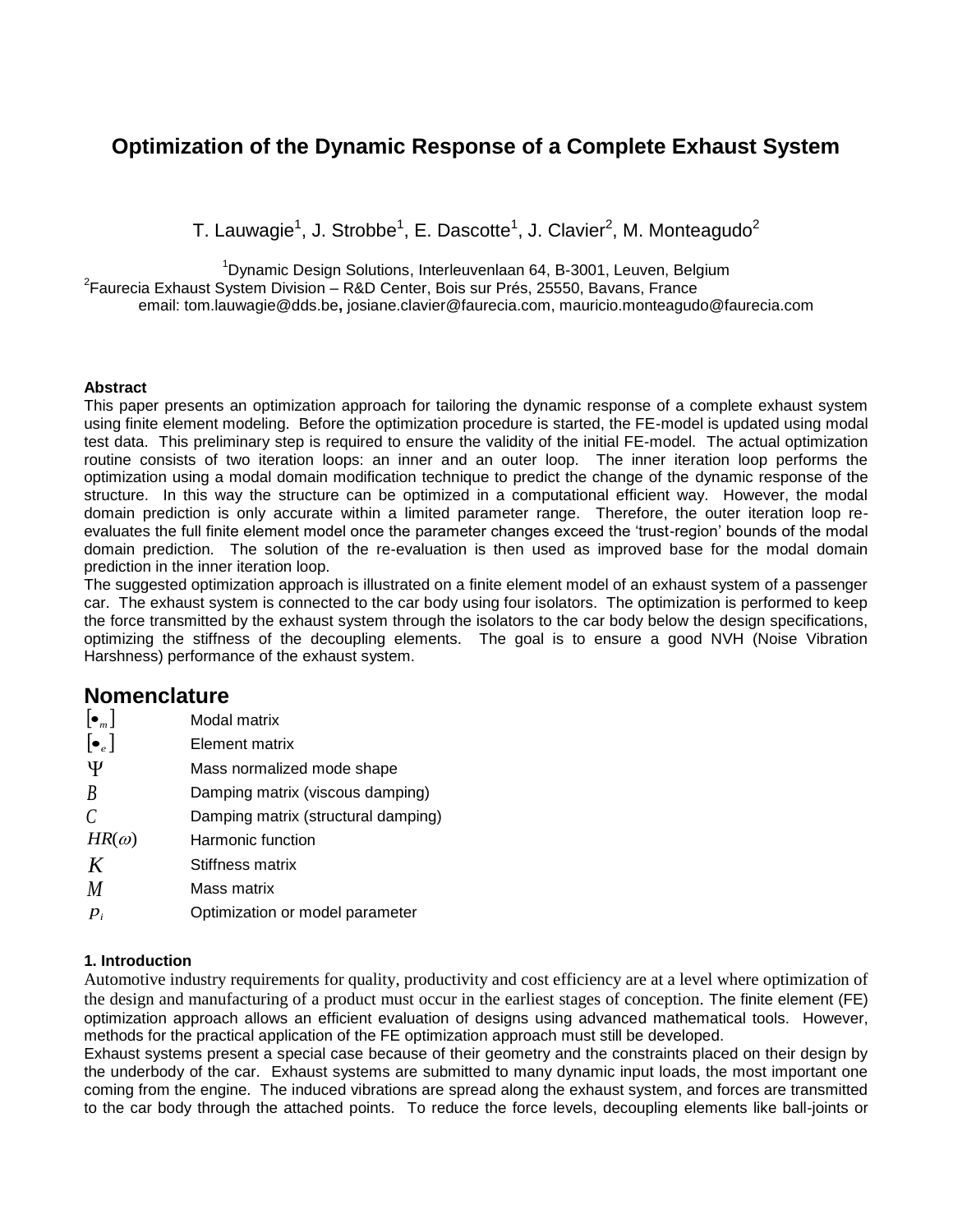# Optimization of the Dynamic Response of a Complete Exhaust System

T. Lauwagie[1], J. Strobbe[1], E. Dascotte[1], J. Clavier[2], M. Monteagudo[2]

[1]Dynamic Design Solutions, Interleuvenlaan 64, B-3001, Leuven, Belgium
[2]Faurecia Exhaust System Division – R&D Center, Bois sur Prés, 25550, Bavans, France
email: tom.lauwagie@dds.be, josiane.clavier@faurecia.com, mauricio.monteagudo@faurecia.com

**Abstract**

This paper presents an optimization approach for tailoring the dynamic response of a complete exhaust system using finite element modeling. Before the optimization procedure is started, the FE-model is updated using modal test data. This preliminary step is required to ensure the validity of the initial FE-model. The actual optimization routine consists of two iteration loops: an inner and an outer loop. The inner iteration loop performs the optimization using a modal domain modification technique to predict the change of the dynamic response of the structure. In this way the structure can be optimized in a computational efficient way. However, the modal domain prediction is only accurate within a limited parameter range. Therefore, the outer iteration loop re-evaluates the full finite element model once the parameter changes exceed the 'trust-region' bounds of the modal domain prediction. The solution of the re-evaluation is then used as improved base for the modal domain prediction in the inner iteration loop.

The suggested optimization approach is illustrated on a finite element model of an exhaust system of a passenger car. The exhaust system is connected to the car body using four isolators. The optimization is performed to keep the force transmitted by the exhaust system through the isolators to the car body below the design specifications, optimizing the stiffness of the decoupling elements. The goal is to ensure a good NVH (Noise Vibration Harshness) performance of the exhaust system.

## Nomenclature

| | |
|---|---|
| $[\bullet_m]$ | Modal matrix |
| $[\bullet_e]$ | Element matrix |
| $\Psi$ | Mass normalized mode shape |
| $B$ | Damping matrix (viscous damping) |
| $C$ | Damping matrix (structural damping) |
| $HR(\omega)$ | Harmonic function |
| $K$ | Stiffness matrix |
| $M$ | Mass matrix |
| $p_i$ | Optimization or model parameter |

**1. Introduction**

Automotive industry requirements for quality, productivity and cost efficiency are at a level where optimization of the design and manufacturing of a product must occur in the earliest stages of conception. The finite element (FE) optimization approach allows an efficient evaluation of designs using advanced mathematical tools. However, methods for the practical application of the FE optimization approach must still be developed.

Exhaust systems present a special case because of their geometry and the constraints placed on their design by the underbody of the car. Exhaust systems are submitted to many dynamic input loads, the most important one coming from the engine. The induced vibrations are spread along the exhaust system, and forces are transmitted to the car body through the attached points. To reduce the force levels, decoupling elements like ball-joints or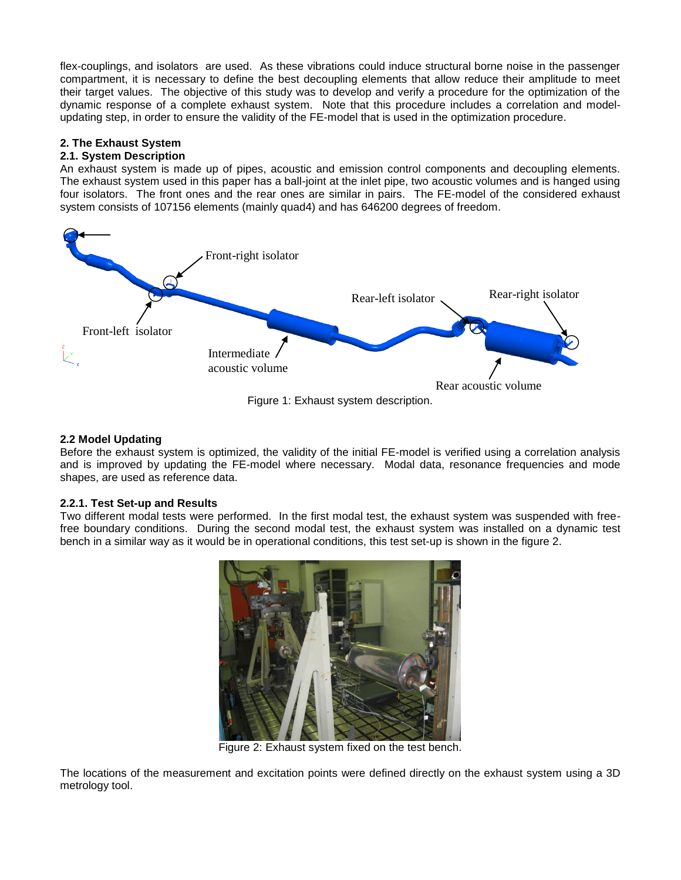flex-couplings, and isolators are used. As these vibrations could induce structural borne noise in the passenger compartment, it is necessary to define the best decoupling elements that allow reduce their amplitude to meet their target values. The objective of this study was to develop and verify a procedure for the optimization of the dynamic response of a complete exhaust system. Note that this procedure includes a correlation and model-updating step, in order to ensure the validity of the FE-model that is used in the optimization procedure.

## 2. The Exhaust System

### 2.1. System Description

An exhaust system is made up of pipes, acoustic and emission control components and decoupling elements. The exhaust system used in this paper has a ball-joint at the inlet pipe, two acoustic volumes and is hanged using four isolators. The front ones and the rear ones are similar in pairs. The FE-model of the considered exhaust system consists of 107156 elements (mainly quad4) and has 646200 degrees of freedom.

Figure 1: Exhaust system description.

### 2.2 Model Updating

Before the exhaust system is optimized, the validity of the initial FE-model is verified using a correlation analysis and is improved by updating the FE-model where necessary. Modal data, resonance frequencies and mode shapes, are used as reference data.

### 2.2.1. Test Set-up and Results

Two different modal tests were performed. In the first modal test, the exhaust system was suspended with free-free boundary conditions. During the second modal test, the exhaust system was installed on a dynamic test bench in a similar way as it would be in operational conditions, this test set-up is shown in the figure 2.

Figure 2: Exhaust system fixed on the test bench.

The locations of the measurement and excitation points were defined directly on the exhaust system using a 3D metrology tool.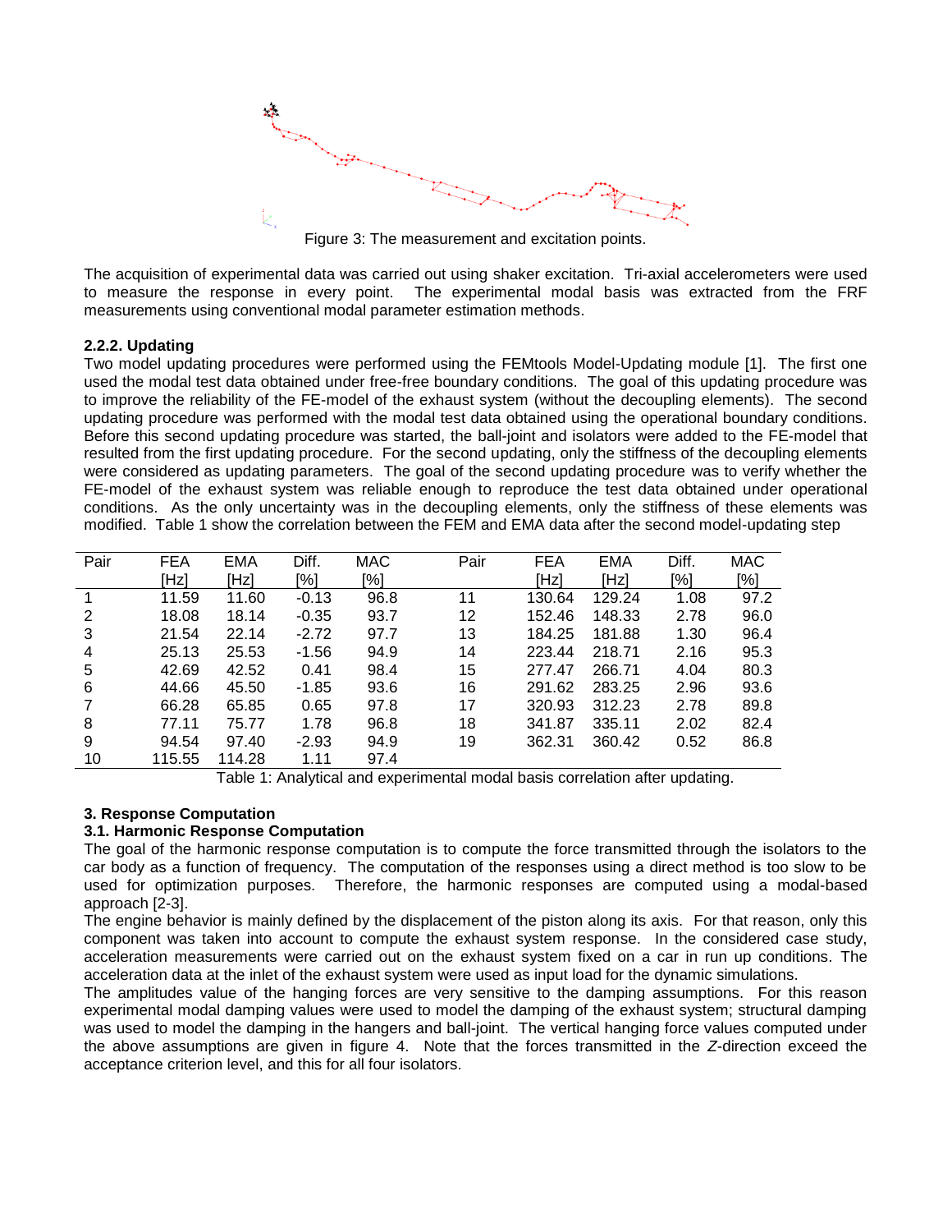Figure 3: The measurement and excitation points.

The acquisition of experimental data was carried out using shaker excitation. Tri-axial accelerometers were used to measure the response in every point. The experimental modal basis was extracted from the FRF measurements using conventional modal parameter estimation methods.

#### 2.2.2. Updating

Two model updating procedures were performed using the FEMtools Model-Updating module [1]. The first one used the modal test data obtained under free-free boundary conditions. The goal of this updating procedure was to improve the reliability of the FE-model of the exhaust system (without the decoupling elements). The second updating procedure was performed with the modal test data obtained using the operational boundary conditions. Before this second updating procedure was started, the ball-joint and isolators were added to the FE-model that resulted from the first updating procedure. For the second updating, only the stiffness of the decoupling elements were considered as updating parameters. The goal of the second updating procedure was to verify whether the FE-model of the exhaust system was reliable enough to reproduce the test data obtained under operational conditions. As the only uncertainty was in the decoupling elements, only the stiffness of these elements was modified. Table 1 show the correlation between the FEM and EMA data after the second model-updating step

| Pair | FEA [Hz] | EMA [Hz] | Diff. [%] | MAC [%] | Pair | FEA [Hz] | EMA [Hz] | Diff. [%] | MAC [%] |
|---|---|---|---|---|---|---|---|---|---|
| 1 | 11.59 | 11.60 | -0.13 | 96.8 | 11 | 130.64 | 129.24 | 1.08 | 97.2 |
| 2 | 18.08 | 18.14 | -0.35 | 93.7 | 12 | 152.46 | 148.33 | 2.78 | 96.0 |
| 3 | 21.54 | 22.14 | -2.72 | 97.7 | 13 | 184.25 | 181.88 | 1.30 | 96.4 |
| 4 | 25.13 | 25.53 | -1.56 | 94.9 | 14 | 223.44 | 218.71 | 2.16 | 95.3 |
| 5 | 42.69 | 42.52 | 0.41 | 98.4 | 15 | 277.47 | 266.71 | 4.04 | 80.3 |
| 6 | 44.66 | 45.50 | -1.85 | 93.6 | 16 | 291.62 | 283.25 | 2.96 | 93.6 |
| 7 | 66.28 | 65.85 | 0.65 | 97.8 | 17 | 320.93 | 312.23 | 2.78 | 89.8 |
| 8 | 77.11 | 75.77 | 1.78 | 96.8 | 18 | 341.87 | 335.11 | 2.02 | 82.4 |
| 9 | 94.54 | 97.40 | -2.93 | 94.9 | 19 | 362.31 | 360.42 | 0.52 | 86.8 |
| 10 | 115.55 | 114.28 | 1.11 | 97.4 | | | | | |

Table 1: Analytical and experimental modal basis correlation after updating.

## 3. Response Computation

### 3.1. Harmonic Response Computation

The goal of the harmonic response computation is to compute the force transmitted through the isolators to the car body as a function of frequency. The computation of the responses using a direct method is too slow to be used for optimization purposes. Therefore, the harmonic responses are computed using a modal-based approach [2-3].

The engine behavior is mainly defined by the displacement of the piston along its axis. For that reason, only this component was taken into account to compute the exhaust system response. In the considered case study, acceleration measurements were carried out on the exhaust system fixed on a car in run up conditions. The acceleration data at the inlet of the exhaust system were used as input load for the dynamic simulations.

The amplitudes value of the hanging forces are very sensitive to the damping assumptions. For this reason experimental modal damping values were used to model the damping of the exhaust system; structural damping was used to model the damping in the hangers and ball-joint. The vertical hanging force values computed under the above assumptions are given in figure 4. Note that the forces transmitted in the *Z*-direction exceed the acceptance criterion level, and this for all four isolators.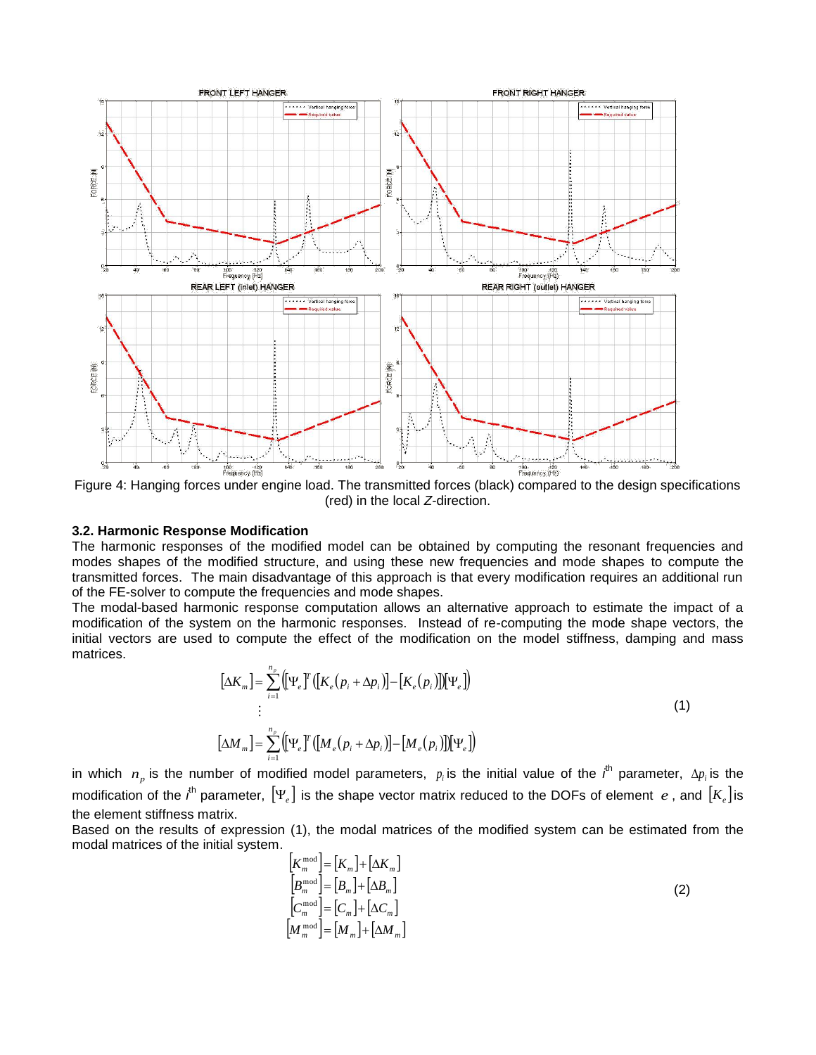Figure 4: Hanging forces under engine load. The transmitted forces (black) compared to the design specifications (red) in the local *Z*-direction.

### 3.2. Harmonic Response Modification

The harmonic responses of the modified model can be obtained by computing the resonant frequencies and modes shapes of the modified structure, and using these new frequencies and mode shapes to compute the transmitted forces. The main disadvantage of this approach is that every modification requires an additional run of the FE-solver to compute the frequencies and mode shapes.

The modal-based harmonic response computation allows an alternative approach to estimate the impact of a modification of the system on the harmonic responses. Instead of re-computing the mode shape vectors, the initial vectors are used to compute the effect of the modification on the model stiffness, damping and mass matrices.

$$
\begin{aligned}
[\Delta K_m] &= \sum_{i=1}^{n_p} \left( [\Psi_e]^T \left( [K_e(p_i + \Delta p_i)] - [K_e(p_i)] \right) [\Psi_e] \right) \\
&\vdots \\
[\Delta M_m] &= \sum_{i=1}^{n_p} \left( [\Psi_e]^T \left( [M_e(p_i + \Delta p_i)] - [M_e(p_i)] \right) [\Psi_e] \right)
\end{aligned}
\tag{1}
$$

in which $n_p$ is the number of modified model parameters, $p_i$ is the initial value of the $i^{th}$ parameter, $\Delta p_i$ is the modification of the $i^{th}$ parameter, $[\Psi_e]$ is the shape vector matrix reduced to the DOFs of element $e$, and $[K_e]$ is the element stiffness matrix.

Based on the results of expression (1), the modal matrices of the modified system can be estimated from the modal matrices of the initial system.

$$
\begin{aligned}
[K_m^{\text{mod}}] &= [K_m] + [\Delta K_m] \\
[B_m^{\text{mod}}] &= [B_m] + [\Delta B_m] \\
[C_m^{\text{mod}}] &= [C_m] + [\Delta C_m] \\
[M_m^{\text{mod}}] &= [M_m] + [\Delta M_m]
\end{aligned}
\tag{2}
$$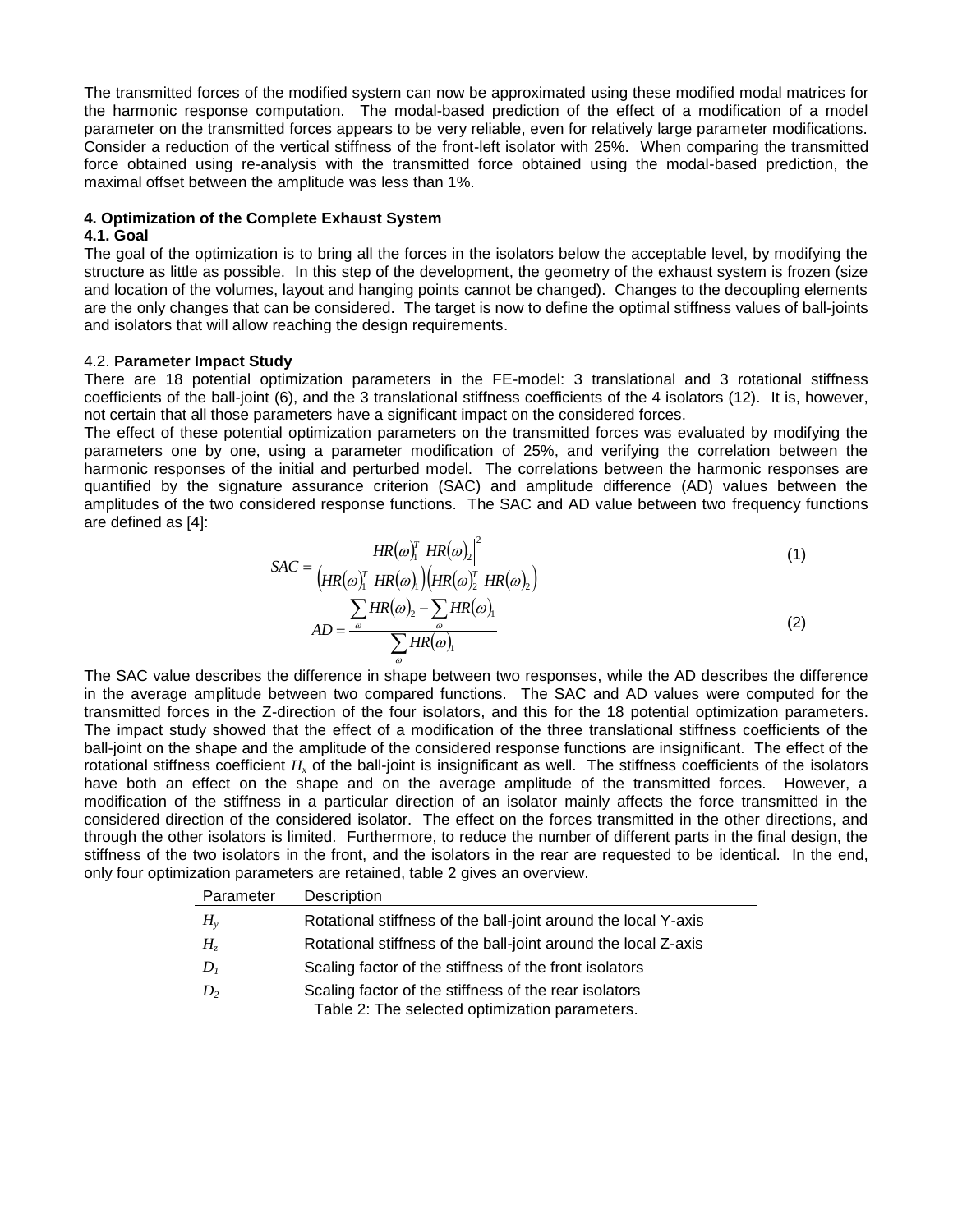The transmitted forces of the modified system can now be approximated using these modified modal matrices for the harmonic response computation. The modal-based prediction of the effect of a modification of a model parameter on the transmitted forces appears to be very reliable, even for relatively large parameter modifications. Consider a reduction of the vertical stiffness of the front-left isolator with 25%. When comparing the transmitted force obtained using re-analysis with the transmitted force obtained using the modal-based prediction, the maximal offset between the amplitude was less than 1%.

## 4. Optimization of the Complete Exhaust System

### 4.1. Goal

The goal of the optimization is to bring all the forces in the isolators below the acceptable level, by modifying the structure as little as possible. In this step of the development, the geometry of the exhaust system is frozen (size and location of the volumes, layout and hanging points cannot be changed). Changes to the decoupling elements are the only changes that can be considered. The target is now to define the optimal stiffness values of ball-joints and isolators that will allow reaching the design requirements.

### 4.2. **Parameter Impact Study**

There are 18 potential optimization parameters in the FE-model: 3 translational and 3 rotational stiffness coefficients of the ball-joint (6), and the 3 translational stiffness coefficients of the 4 isolators (12). It is, however, not certain that all those parameters have a significant impact on the considered forces.

The effect of these potential optimization parameters on the transmitted forces was evaluated by modifying the parameters one by one, using a parameter modification of 25%, and verifying the correlation between the harmonic responses of the initial and perturbed model. The correlations between the harmonic responses are quantified by the signature assurance criterion (SAC) and amplitude difference (AD) values between the amplitudes of the two considered response functions. The SAC and AD value between two frequency functions are defined as [4]:

$$SAC = \frac{\left| HR(\omega)_1^T \; HR(\omega)_2 \right|^2}{\left( HR(\omega)_1^T \; HR(\omega)_1 \right)\left( HR(\omega)_2^T \; HR(\omega)_2 \right)} \tag{1}$$

$$AD = \frac{\sum_{\omega} HR(\omega)_2 - \sum_{\omega} HR(\omega)_1}{\sum_{\omega} HR(\omega)_1} \tag{2}$$

The SAC value describes the difference in shape between two responses, while the AD describes the difference in the average amplitude between two compared functions. The SAC and AD values were computed for the transmitted forces in the Z-direction of the four isolators, and this for the 18 potential optimization parameters. The impact study showed that the effect of a modification of the three translational stiffness coefficients of the ball-joint on the shape and the amplitude of the considered response functions are insignificant. The effect of the rotational stiffness coefficient $H_x$ of the ball-joint is insignificant as well. The stiffness coefficients of the isolators have both an effect on the shape and on the average amplitude of the transmitted forces. However, a modification of the stiffness in a particular direction of an isolator mainly affects the force transmitted in the considered direction of the considered isolator. The effect on the forces transmitted in the other directions, and through the other isolators is limited. Furthermore, to reduce the number of different parts in the final design, the stiffness of the two isolators in the front, and the isolators in the rear are requested to be identical. In the end, only four optimization parameters are retained, table 2 gives an overview.

| Parameter | Description |
|---|---|
| $H_y$ | Rotational stiffness of the ball-joint around the local Y-axis |
| $H_z$ | Rotational stiffness of the ball-joint around the local Z-axis |
| $D_1$ | Scaling factor of the stiffness of the front isolators |
| $D_2$ | Scaling factor of the stiffness of the rear isolators |

Table 2: The selected optimization parameters.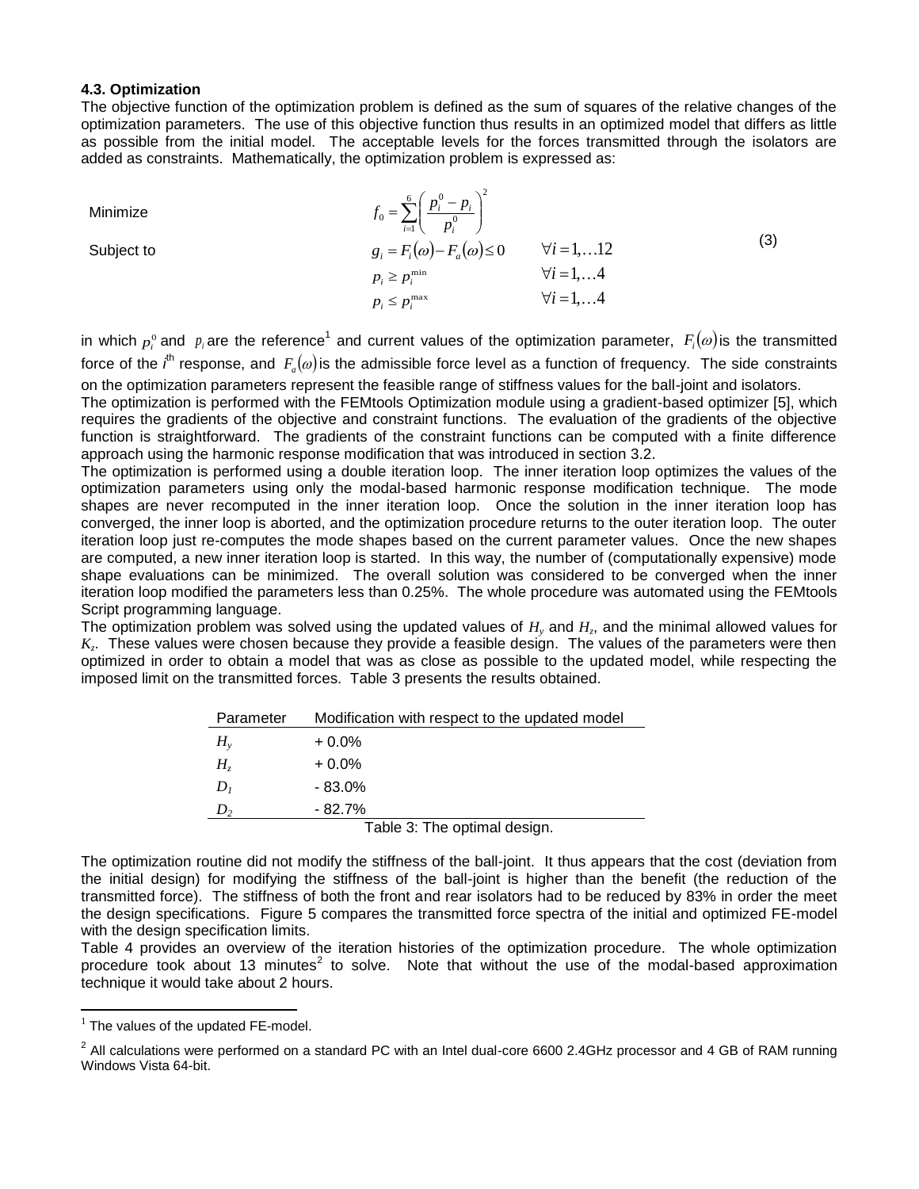### 4.3. Optimization

The objective function of the optimization problem is defined as the sum of squares of the relative changes of the optimization parameters. The use of this objective function thus results in an optimized model that differs as little as possible from the initial model. The acceptable levels for the forces transmitted through the isolators are added as constraints. Mathematically, the optimization problem is expressed as:

$$
\begin{aligned}
&\text{Minimize} && f_0 = \sum_{i=1}^{6} \left( \frac{p_i^0 - p_i}{p_i^0} \right)^2 && \\
&\text{Subject to} && g_i = F_i(\omega) - F_a(\omega) \leq 0 && \forall i = 1, \ldots 12 \\
& && p_i \geq p_i^{\min} && \forall i = 1, \ldots 4 \\
& && p_i \leq p_i^{\max} && \forall i = 1, \ldots 4
\end{aligned}
\tag{3}
$$

in which $p_i^0$ and $p_i$ are the reference[1] and current values of the optimization parameter, $F_i(\omega)$ is the transmitted force of the $i^{\text{th}}$ response, and $F_a(\omega)$ is the admissible force level as a function of frequency. The side constraints on the optimization parameters represent the feasible range of stiffness values for the ball-joint and isolators.

The optimization is performed with the FEMtools Optimization module using a gradient-based optimizer [5], which requires the gradients of the objective and constraint functions. The evaluation of the gradients of the objective function is straightforward. The gradients of the constraint functions can be computed with a finite difference approach using the harmonic response modification that was introduced in section 3.2.

The optimization is performed using a double iteration loop. The inner iteration loop optimizes the values of the optimization parameters using only the modal-based harmonic response modification technique. The mode shapes are never recomputed in the inner iteration loop. Once the solution in the inner iteration loop has converged, the inner loop is aborted, and the optimization procedure returns to the outer iteration loop. The outer iteration loop just re-computes the mode shapes based on the current parameter values. Once the new shapes are computed, a new inner iteration loop is started. In this way, the number of (computationally expensive) mode shape evaluations can be minimized. The overall solution was considered to be converged when the inner iteration loop modified the parameters less than 0.25%. The whole procedure was automated using the FEMtools Script programming language.

The optimization problem was solved using the updated values of $H_y$ and $H_z$, and the minimal allowed values for $K_z$. These values were chosen because they provide a feasible design. The values of the parameters were then optimized in order to obtain a model that was as close as possible to the updated model, while respecting the imposed limit on the transmitted forces. Table 3 presents the results obtained.

| Parameter | Modification with respect to the updated model |
|---|---|
| $H_y$ | + 0.0% |
| $H_z$ | + 0.0% |
| $D_1$ | - 83.0% |
| $D_2$ | - 82.7% |

Table 3: The optimal design.

The optimization routine did not modify the stiffness of the ball-joint. It thus appears that the cost (deviation from the initial design) for modifying the stiffness of the ball-joint is higher than the benefit (the reduction of the transmitted force). The stiffness of both the front and rear isolators had to be reduced by 83% in order the meet the design specifications. Figure 5 compares the transmitted force spectra of the initial and optimized FE-model with the design specification limits.

Table 4 provides an overview of the iteration histories of the optimization procedure. The whole optimization procedure took about 13 minutes[2] to solve. Note that without the use of the modal-based approximation technique it would take about 2 hours.

---

[1] The values of the updated FE-model.

[2] All calculations were performed on a standard PC with an Intel dual-core 6600 2.4GHz processor and 4 GB of RAM running Windows Vista 64-bit.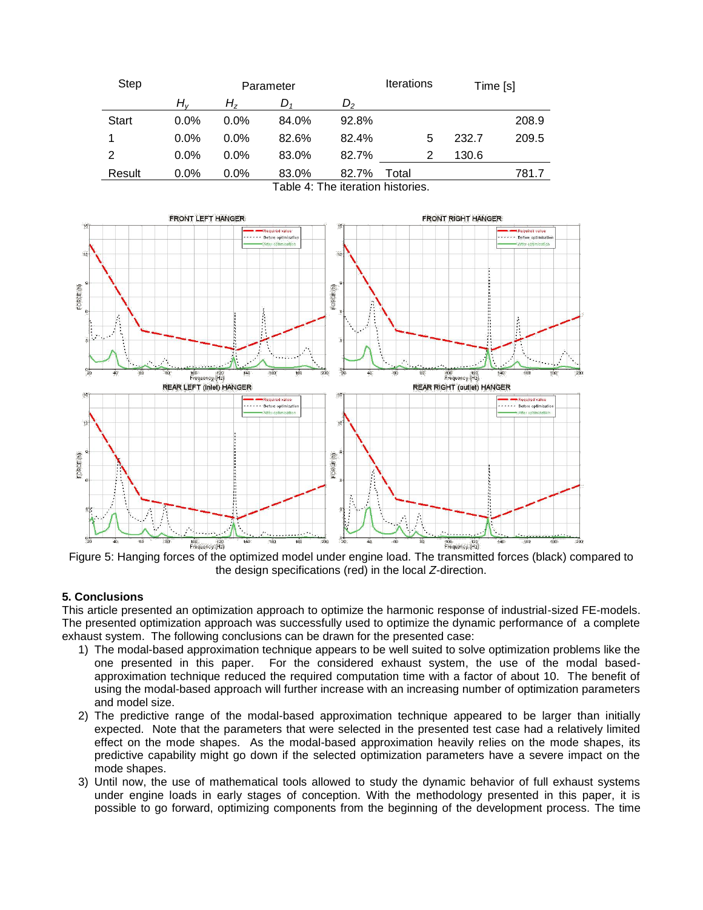| Step | Parameter | | | | Iterations | | Time [s] |
|---|---|---|---|---|---|---|---|
| | $H_y$ | $H_z$ | $D_1$ | $D_2$ | | | |
| Start | 0.0% | 0.0% | 84.0% | 92.8% | | | 208.9 |
| 1 | 0.0% | 0.0% | 82.6% | 82.4% | 5 | 232.7 | 209.5 |
| 2 | 0.0% | 0.0% | 83.0% | 82.7% | 2 | 130.6 | |
| Result | 0.0% | 0.0% | 83.0% | 82.7% | Total | | 781.7 |

Table 4: The iteration histories.

Figure 5: Hanging forces of the optimized model under engine load. The transmitted forces (black) compared to the design specifications (red) in the local *Z*-direction.

**5. Conclusions**

This article presented an optimization approach to optimize the harmonic response of industrial-sized FE-models. The presented optimization approach was successfully used to optimize the dynamic performance of a complete exhaust system. The following conclusions can be drawn for the presented case:

1) The modal-based approximation technique appears to be well suited to solve optimization problems like the one presented in this paper. For the considered exhaust system, the use of the modal based-approximation technique reduced the required computation time with a factor of about 10. The benefit of using the modal-based approach will further increase with an increasing number of optimization parameters and model size.
2) The predictive range of the modal-based approximation technique appeared to be larger than initially expected. Note that the parameters that were selected in the presented test case had a relatively limited effect on the mode shapes. As the modal-based approximation heavily relies on the mode shapes, its predictive capability might go down if the selected optimization parameters have a severe impact on the mode shapes.
3) Until now, the use of mathematical tools allowed to study the dynamic behavior of full exhaust systems under engine loads in early stages of conception. With the methodology presented in this paper, it is possible to go forward, optimizing components from the beginning of the development process. The time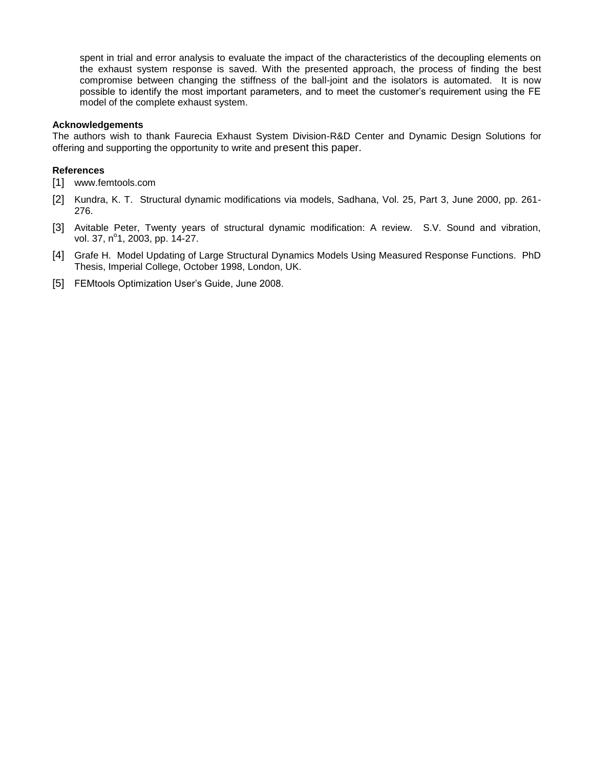spent in trial and error analysis to evaluate the impact of the characteristics of the decoupling elements on the exhaust system response is saved. With the presented approach, the process of finding the best compromise between changing the stiffness of the ball-joint and the isolators is automated. It is now possible to identify the most important parameters, and to meet the customer's requirement using the FE model of the complete exhaust system.

**Acknowledgements**

The authors wish to thank Faurecia Exhaust System Division-R&D Center and Dynamic Design Solutions for offering and supporting the opportunity to write and present this paper.

**References**

[1] www.femtools.com

[2] Kundra, K. T. Structural dynamic modifications via models, Sadhana, Vol. 25, Part 3, June 2000, pp. 261-276.

[3] Avitable Peter, Twenty years of structural dynamic modification: A review. S.V. Sound and vibration, vol. 37, n°1, 2003, pp. 14-27.

[4] Grafe H. Model Updating of Large Structural Dynamics Models Using Measured Response Functions. PhD Thesis, Imperial College, October 1998, London, UK.

[5] FEMtools Optimization User's Guide, June 2008.